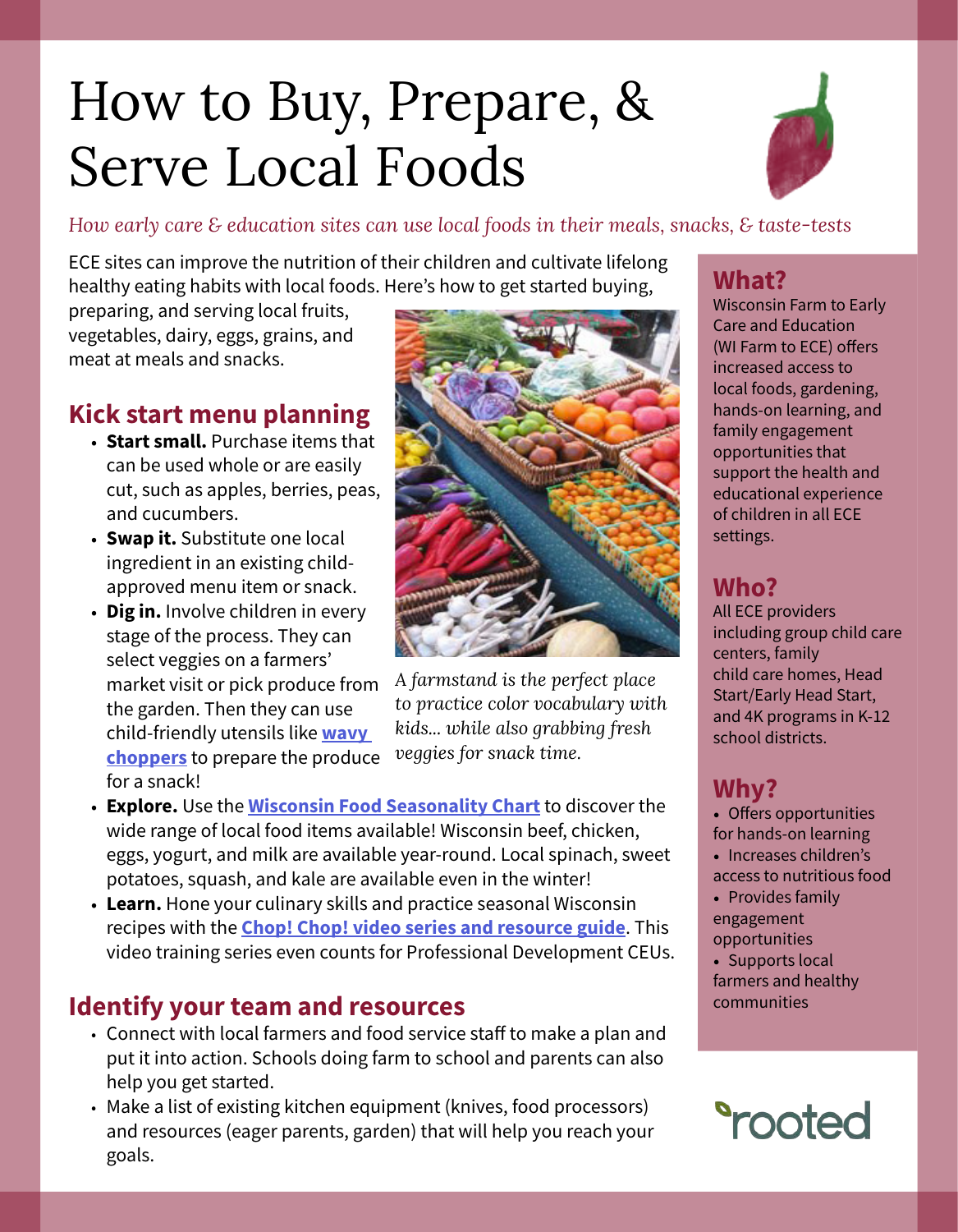# How to Buy, Prepare, & Serve Local Foods

*How early care & education sites can use local foods in their meals, snacks, & taste-tests*

ECE sites can improve the nutrition of their children and cultivate lifelong healthy eating habits with local foods. Here's how to get started buying, preparing, and serving local fruits, vegetables, dairy, eggs, grains, and meat at meals and snacks.

## Kick start menu planning

- **Start small.** Purchase items that can be used whole or are easily cut, such as apples, berries, peas, and cucumbers.
- **Swap it.** Substitute one local ingredient in an existing child-approved menu item or snack.
- **Dig in.** Involve children in every stage of the process. They can select veggies on a farmers' market visit or pick produce from the garden. Then they can use child-friendly utensils like **wavy choppers** to prepare the produce for a snack!
- **Explore.** Use the **Wisconsin Food Seasonality Chart** to discover the wide range of local food items available! Wisconsin beef, chicken, eggs, yogurt, and milk are available year-round. Local spinach, sweet potatoes, squash, and kale are available even in the winter!
- **Learn.** Hone your culinary skills and practice seasonal Wisconsin recipes with the **Chop! Chop! video series and resource guide**. This video training series even counts for Professional Development CEUs.

*A farmstand is the perfect place to practice color vocabulary with kids... while also grabbing fresh veggies for snack time.*

## Identify your team and resources

- Connect with local farmers and food service staff to make a plan and put it into action. Schools doing farm to school and parents can also help you get started.
- Make a list of existing kitchen equipment (knives, food processors) and resources (eager parents, garden) that will help you reach your goals.

## What?

Wisconsin Farm to Early Care and Education (WI Farm to ECE) offers increased access to local foods, gardening, hands-on learning, and family engagement opportunities that support the health and educational experience of children in all ECE settings.

## Who?

All ECE providers including group child care centers, family child care homes, Head Start/Early Head Start, and 4K programs in K-12 school districts.

## Why?

- Offers opportunities for hands-on learning
- Increases children's access to nutritious food
- Provides family engagement opportunities
- Supports local farmers and healthy communities

rooted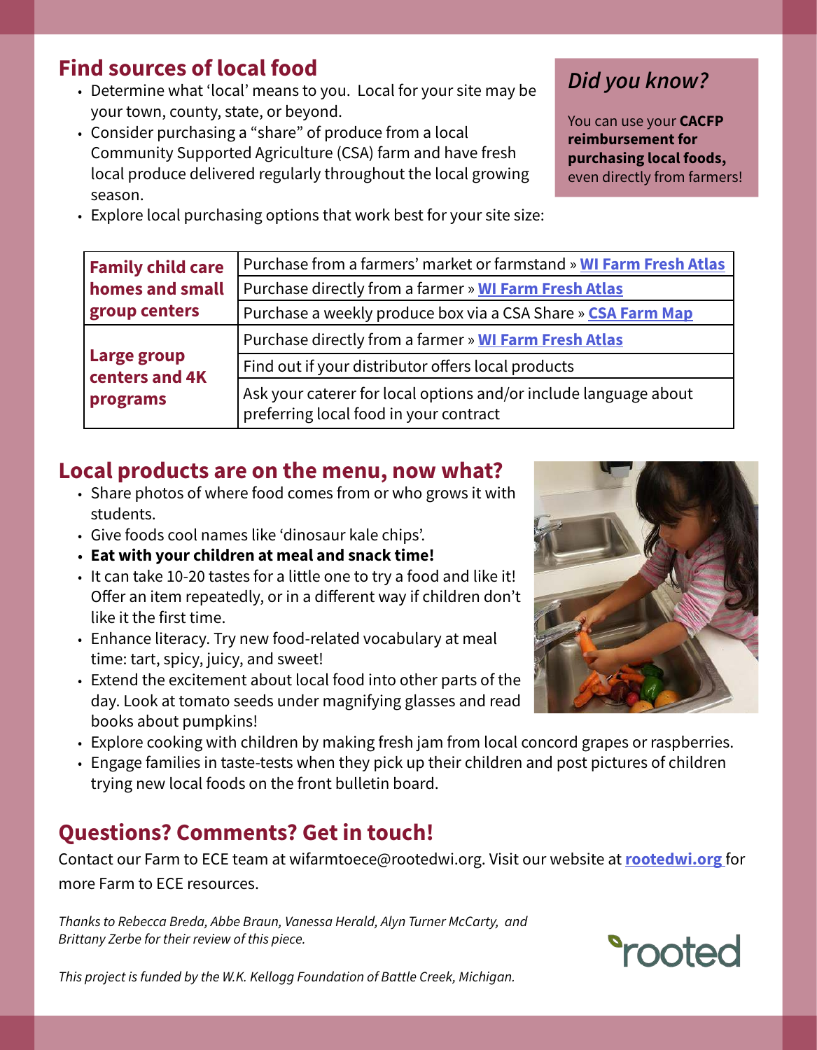## Find sources of local food

- Determine what 'local' means to you. Local for your site may be your town, county, state, or beyond.
- Consider purchasing a "share" of produce from a local Community Supported Agriculture (CSA) farm and have fresh local produce delivered regularly throughout the local growing season.
- Explore local purchasing options that work best for your site size:

### *Did you know?*

You can use your **CACFP reimbursement for purchasing local foods,** even directly from farmers!

| | |
|---|---|
| **Family child care homes and small group centers** | Purchase from a farmers' market or farmstand » **WI Farm Fresh Atlas** |
| | Purchase directly from a farmer » **WI Farm Fresh Atlas** |
| | Purchase a weekly produce box via a CSA Share » **CSA Farm Map** |
| **Large group centers and 4K programs** | Purchase directly from a farmer » **WI Farm Fresh Atlas** |
| | Find out if your distributor offers local products |
| | Ask your caterer for local options and/or include language about preferring local food in your contract |

## Local products are on the menu, now what?

- Share photos of where food comes from or who grows it with students.
- Give foods cool names like 'dinosaur kale chips'.
- **Eat with your children at meal and snack time!**
- It can take 10-20 tastes for a little one to try a food and like it! Offer an item repeatedly, or in a different way if children don't like it the first time.
- Enhance literacy. Try new food-related vocabulary at meal time: tart, spicy, juicy, and sweet!
- Extend the excitement about local food into other parts of the day. Look at tomato seeds under magnifying glasses and read books about pumpkins!
- Explore cooking with children by making fresh jam from local concord grapes or raspberries.
- Engage families in taste-tests when they pick up their children and post pictures of children trying new local foods on the front bulletin board.

## Questions? Comments? Get in touch!

Contact our Farm to ECE team at wifarmtoece@rootedwi.org. Visit our website at **rootedwi.org** for more Farm to ECE resources.

*Thanks to Rebecca Breda, Abbe Braun, Vanessa Herald, Alyn Turner McCarty, and Brittany Zerbe for their review of this piece.*

*This project is funded by the W.K. Kellogg Foundation of Battle Creek, Michigan.*

rooted